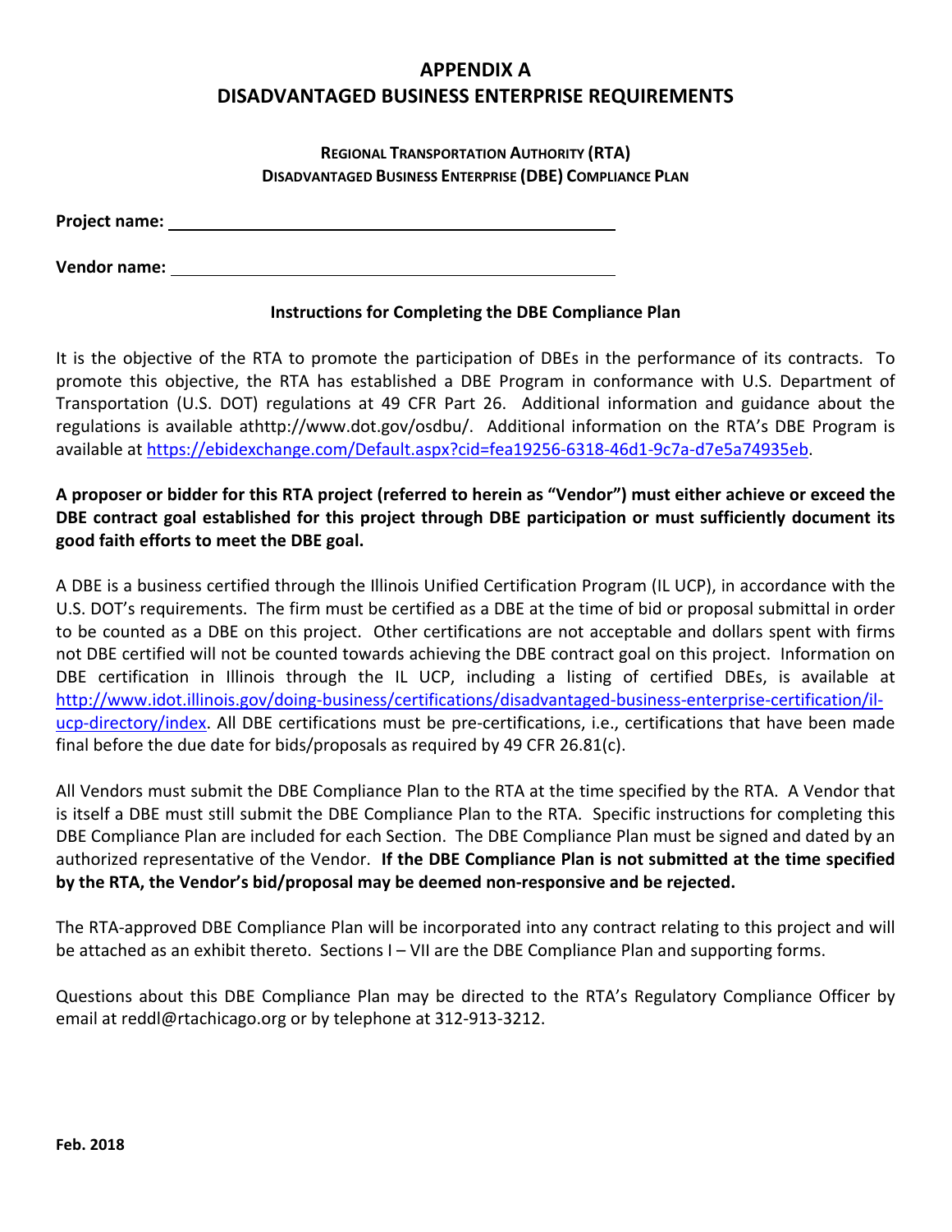# APPENDIX A
# DISADVANTAGED BUSINESS ENTERPRISE REQUIREMENTS

### REGIONAL TRANSPORTATION AUTHORITY (RTA)
### DISADVANTAGED BUSINESS ENTERPRISE (DBE) COMPLIANCE PLAN

**Project name:** ______________________________________________

**Vendor name:** ______________________________________________

### Instructions for Completing the DBE Compliance Plan

It is the objective of the RTA to promote the participation of DBEs in the performance of its contracts. To promote this objective, the RTA has established a DBE Program in conformance with U.S. Department of Transportation (U.S. DOT) regulations at 49 CFR Part 26. Additional information and guidance about the regulations is available athttp://www.dot.gov/osdbu/. Additional information on the RTA's DBE Program is available at https://ebidexchange.com/Default.aspx?cid=fea19256-6318-46d1-9c7a-d7e5a74935eb.

**A proposer or bidder for this RTA project (referred to herein as "Vendor") must either achieve or exceed the DBE contract goal established for this project through DBE participation or must sufficiently document its good faith efforts to meet the DBE goal.**

A DBE is a business certified through the Illinois Unified Certification Program (IL UCP), in accordance with the U.S. DOT's requirements. The firm must be certified as a DBE at the time of bid or proposal submittal in order to be counted as a DBE on this project. Other certifications are not acceptable and dollars spent with firms not DBE certified will not be counted towards achieving the DBE contract goal on this project. Information on DBE certification in Illinois through the IL UCP, including a listing of certified DBEs, is available at http://www.idot.illinois.gov/doing-business/certifications/disadvantaged-business-enterprise-certification/il-ucp-directory/index. All DBE certifications must be pre-certifications, i.e., certifications that have been made final before the due date for bids/proposals as required by 49 CFR 26.81(c).

All Vendors must submit the DBE Compliance Plan to the RTA at the time specified by the RTA. A Vendor that is itself a DBE must still submit the DBE Compliance Plan to the RTA. Specific instructions for completing this DBE Compliance Plan are included for each Section. The DBE Compliance Plan must be signed and dated by an authorized representative of the Vendor. **If the DBE Compliance Plan is not submitted at the time specified by the RTA, the Vendor's bid/proposal may be deemed non-responsive and be rejected.**

The RTA-approved DBE Compliance Plan will be incorporated into any contract relating to this project and will be attached as an exhibit thereto. Sections I – VII are the DBE Compliance Plan and supporting forms.

Questions about this DBE Compliance Plan may be directed to the RTA's Regulatory Compliance Officer by email at reddl@rtachicago.org or by telephone at 312-913-3212.

**Feb. 2018**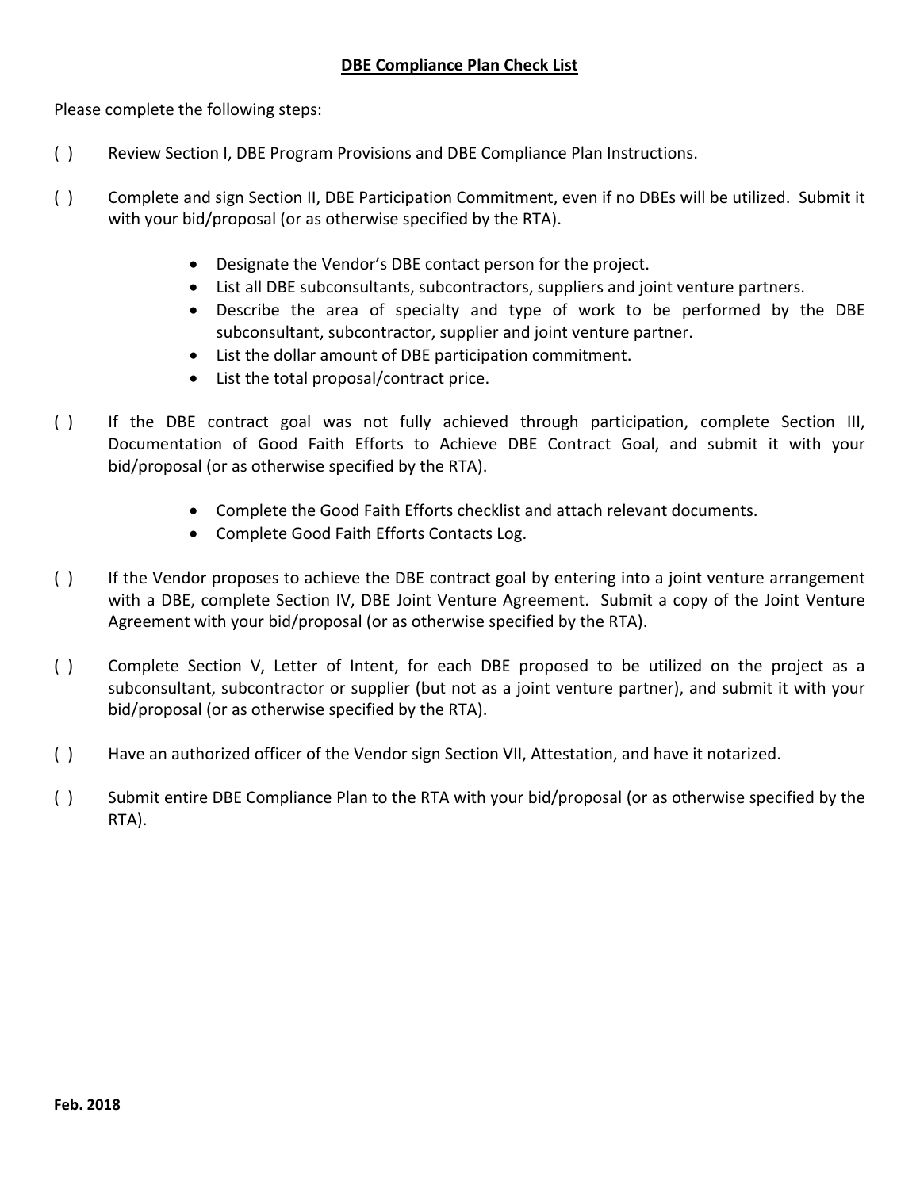# DBE Compliance Plan Check List

Please complete the following steps:

( ) Review Section I, DBE Program Provisions and DBE Compliance Plan Instructions.

( ) Complete and sign Section II, DBE Participation Commitment, even if no DBEs will be utilized. Submit it with your bid/proposal (or as otherwise specified by the RTA).

- Designate the Vendor's DBE contact person for the project.
- List all DBE subconsultants, subcontractors, suppliers and joint venture partners.
- Describe the area of specialty and type of work to be performed by the DBE subconsultant, subcontractor, supplier and joint venture partner.
- List the dollar amount of DBE participation commitment.
- List the total proposal/contract price.

( ) If the DBE contract goal was not fully achieved through participation, complete Section III, Documentation of Good Faith Efforts to Achieve DBE Contract Goal, and submit it with your bid/proposal (or as otherwise specified by the RTA).

- Complete the Good Faith Efforts checklist and attach relevant documents.
- Complete Good Faith Efforts Contacts Log.

( ) If the Vendor proposes to achieve the DBE contract goal by entering into a joint venture arrangement with a DBE, complete Section IV, DBE Joint Venture Agreement. Submit a copy of the Joint Venture Agreement with your bid/proposal (or as otherwise specified by the RTA).

( ) Complete Section V, Letter of Intent, for each DBE proposed to be utilized on the project as a subconsultant, subcontractor or supplier (but not as a joint venture partner), and submit it with your bid/proposal (or as otherwise specified by the RTA).

( ) Have an authorized officer of the Vendor sign Section VII, Attestation, and have it notarized.

( ) Submit entire DBE Compliance Plan to the RTA with your bid/proposal (or as otherwise specified by the RTA).

**Feb. 2018**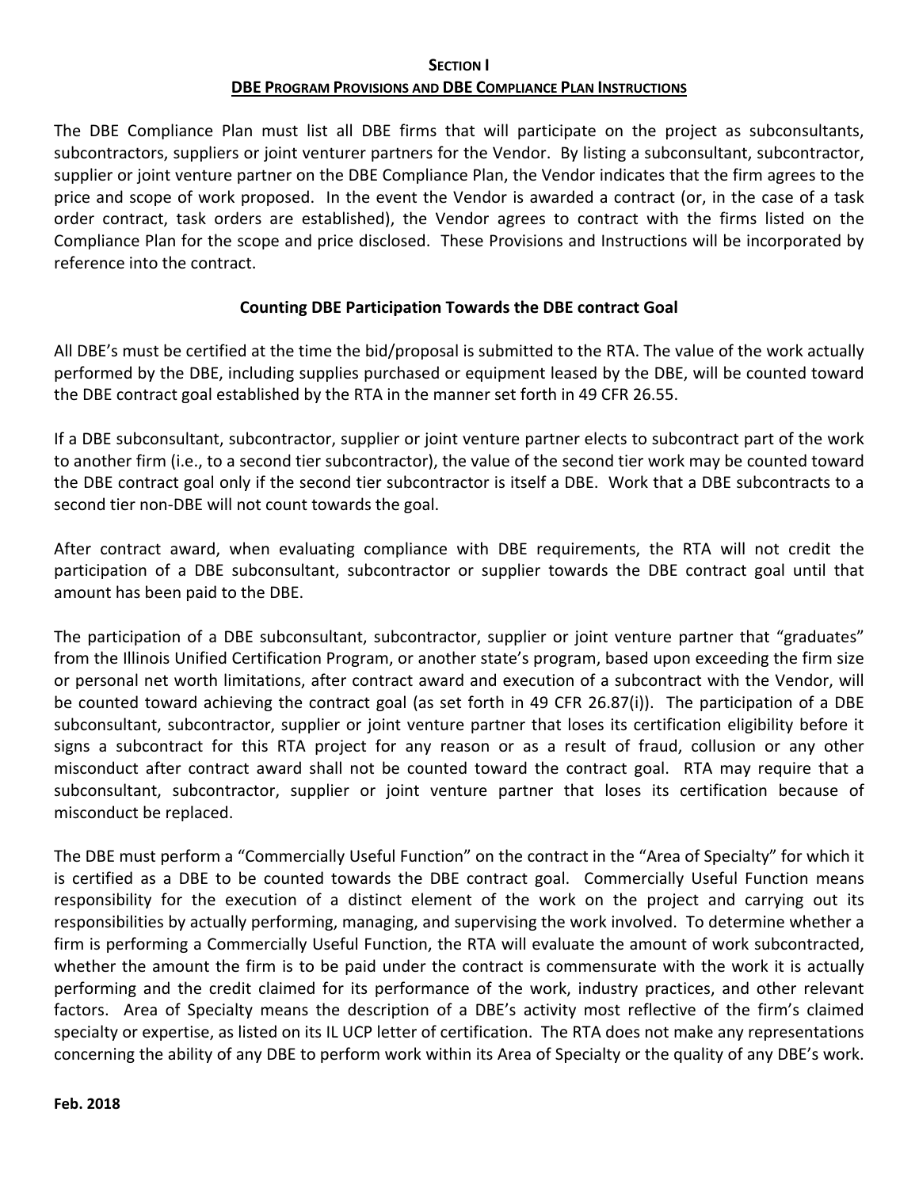## SECTION I
## DBE PROGRAM PROVISIONS AND DBE COMPLIANCE PLAN INSTRUCTIONS

The DBE Compliance Plan must list all DBE firms that will participate on the project as subconsultants, subcontractors, suppliers or joint venturer partners for the Vendor. By listing a subconsultant, subcontractor, supplier or joint venture partner on the DBE Compliance Plan, the Vendor indicates that the firm agrees to the price and scope of work proposed. In the event the Vendor is awarded a contract (or, in the case of a task order contract, task orders are established), the Vendor agrees to contract with the firms listed on the Compliance Plan for the scope and price disclosed. These Provisions and Instructions will be incorporated by reference into the contract.

### Counting DBE Participation Towards the DBE contract Goal

All DBE's must be certified at the time the bid/proposal is submitted to the RTA. The value of the work actually performed by the DBE, including supplies purchased or equipment leased by the DBE, will be counted toward the DBE contract goal established by the RTA in the manner set forth in 49 CFR 26.55.

If a DBE subconsultant, subcontractor, supplier or joint venture partner elects to subcontract part of the work to another firm (i.e., to a second tier subcontractor), the value of the second tier work may be counted toward the DBE contract goal only if the second tier subcontractor is itself a DBE. Work that a DBE subcontracts to a second tier non-DBE will not count towards the goal.

After contract award, when evaluating compliance with DBE requirements, the RTA will not credit the participation of a DBE subconsultant, subcontractor or supplier towards the DBE contract goal until that amount has been paid to the DBE.

The participation of a DBE subconsultant, subcontractor, supplier or joint venture partner that "graduates" from the Illinois Unified Certification Program, or another state's program, based upon exceeding the firm size or personal net worth limitations, after contract award and execution of a subcontract with the Vendor, will be counted toward achieving the contract goal (as set forth in 49 CFR 26.87(i)). The participation of a DBE subconsultant, subcontractor, supplier or joint venture partner that loses its certification eligibility before it signs a subcontract for this RTA project for any reason or as a result of fraud, collusion or any other misconduct after contract award shall not be counted toward the contract goal. RTA may require that a subconsultant, subcontractor, supplier or joint venture partner that loses its certification because of misconduct be replaced.

The DBE must perform a "Commercially Useful Function" on the contract in the "Area of Specialty" for which it is certified as a DBE to be counted towards the DBE contract goal. Commercially Useful Function means responsibility for the execution of a distinct element of the work on the project and carrying out its responsibilities by actually performing, managing, and supervising the work involved. To determine whether a firm is performing a Commercially Useful Function, the RTA will evaluate the amount of work subcontracted, whether the amount the firm is to be paid under the contract is commensurate with the work it is actually performing and the credit claimed for its performance of the work, industry practices, and other relevant factors. Area of Specialty means the description of a DBE's activity most reflective of the firm's claimed specialty or expertise, as listed on its IL UCP letter of certification. The RTA does not make any representations concerning the ability of any DBE to perform work within its Area of Specialty or the quality of any DBE's work.

**Feb. 2018**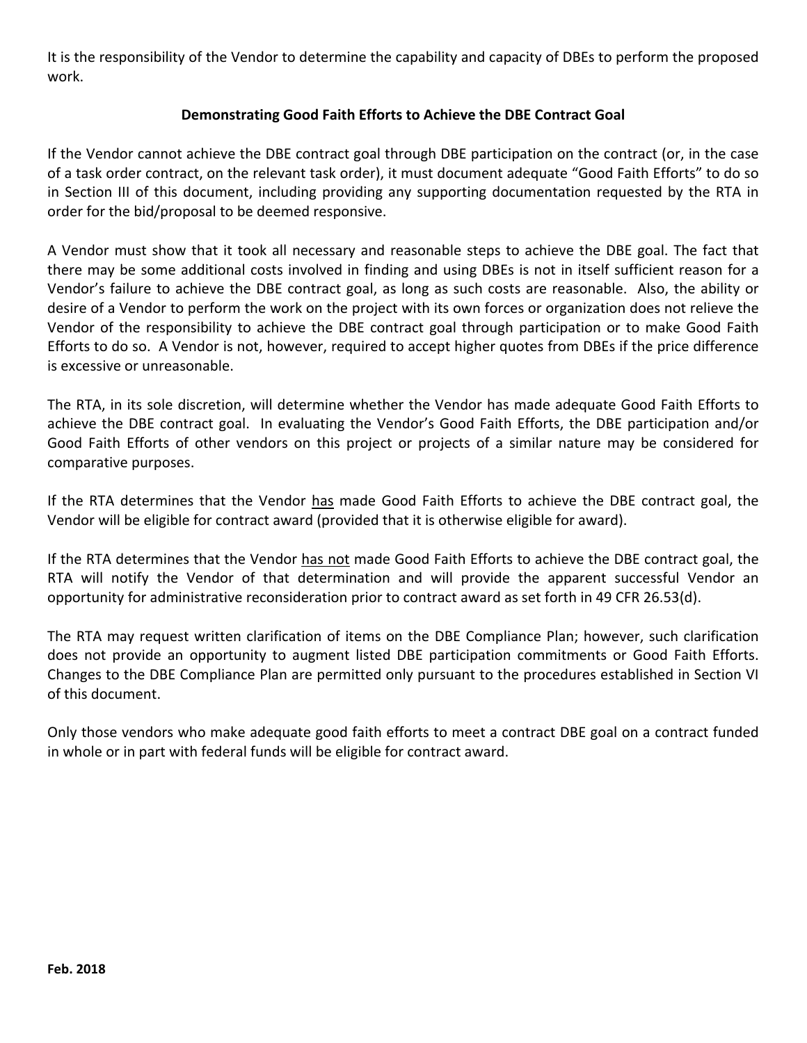It is the responsibility of the Vendor to determine the capability and capacity of DBEs to perform the proposed work.

### Demonstrating Good Faith Efforts to Achieve the DBE Contract Goal

If the Vendor cannot achieve the DBE contract goal through DBE participation on the contract (or, in the case of a task order contract, on the relevant task order), it must document adequate "Good Faith Efforts" to do so in Section III of this document, including providing any supporting documentation requested by the RTA in order for the bid/proposal to be deemed responsive.

A Vendor must show that it took all necessary and reasonable steps to achieve the DBE goal. The fact that there may be some additional costs involved in finding and using DBEs is not in itself sufficient reason for a Vendor's failure to achieve the DBE contract goal, as long as such costs are reasonable. Also, the ability or desire of a Vendor to perform the work on the project with its own forces or organization does not relieve the Vendor of the responsibility to achieve the DBE contract goal through participation or to make Good Faith Efforts to do so. A Vendor is not, however, required to accept higher quotes from DBEs if the price difference is excessive or unreasonable.

The RTA, in its sole discretion, will determine whether the Vendor has made adequate Good Faith Efforts to achieve the DBE contract goal. In evaluating the Vendor's Good Faith Efforts, the DBE participation and/or Good Faith Efforts of other vendors on this project or projects of a similar nature may be considered for comparative purposes.

If the RTA determines that the Vendor <u>has</u> made Good Faith Efforts to achieve the DBE contract goal, the Vendor will be eligible for contract award (provided that it is otherwise eligible for award).

If the RTA determines that the Vendor <u>has not</u> made Good Faith Efforts to achieve the DBE contract goal, the RTA will notify the Vendor of that determination and will provide the apparent successful Vendor an opportunity for administrative reconsideration prior to contract award as set forth in 49 CFR 26.53(d).

The RTA may request written clarification of items on the DBE Compliance Plan; however, such clarification does not provide an opportunity to augment listed DBE participation commitments or Good Faith Efforts. Changes to the DBE Compliance Plan are permitted only pursuant to the procedures established in Section VI of this document.

Only those vendors who make adequate good faith efforts to meet a contract DBE goal on a contract funded in whole or in part with federal funds will be eligible for contract award.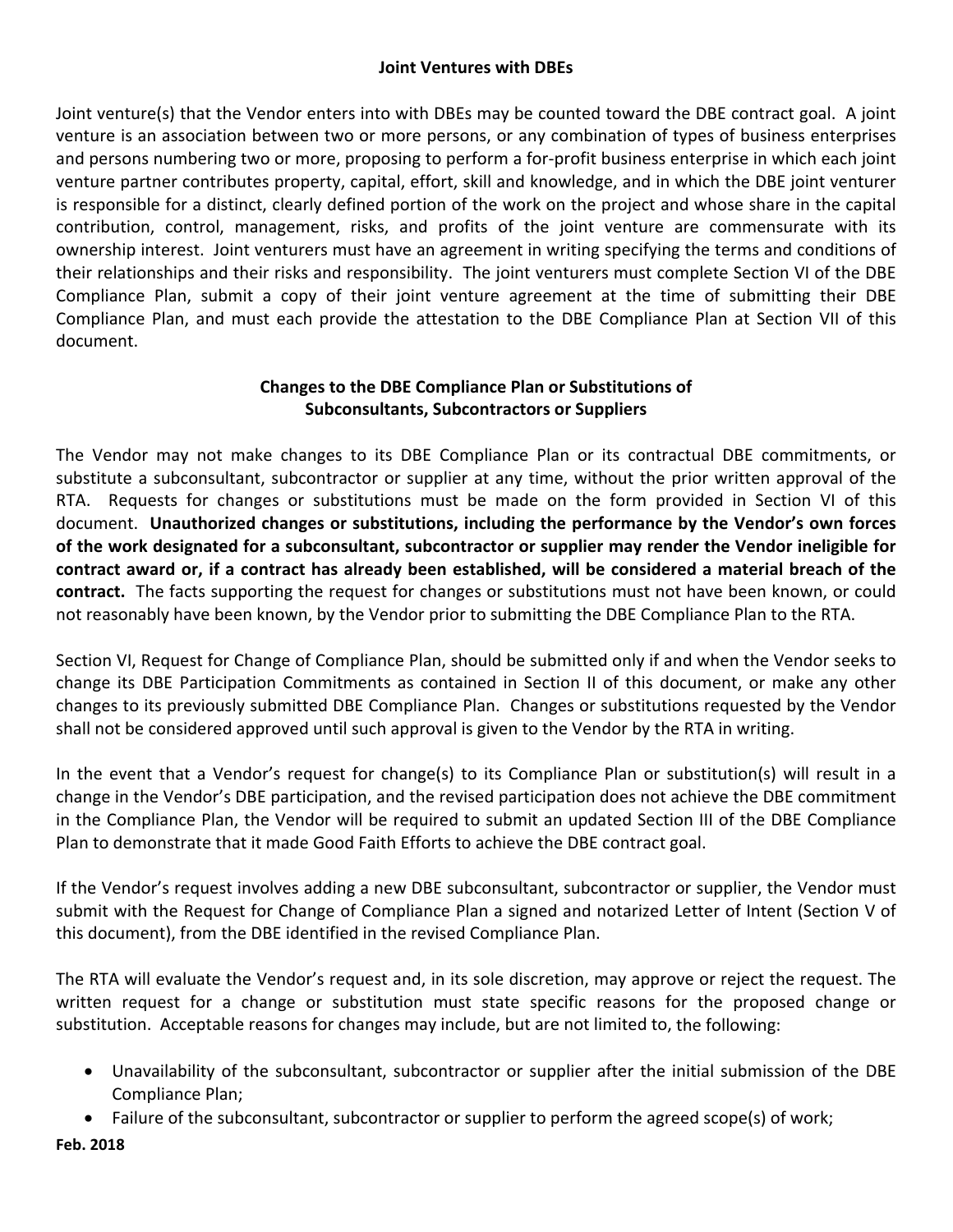### Joint Ventures with DBEs

Joint venture(s) that the Vendor enters into with DBEs may be counted toward the DBE contract goal. A joint venture is an association between two or more persons, or any combination of types of business enterprises and persons numbering two or more, proposing to perform a for-profit business enterprise in which each joint venture partner contributes property, capital, effort, skill and knowledge, and in which the DBE joint venturer is responsible for a distinct, clearly defined portion of the work on the project and whose share in the capital contribution, control, management, risks, and profits of the joint venture are commensurate with its ownership interest. Joint venturers must have an agreement in writing specifying the terms and conditions of their relationships and their risks and responsibility. The joint venturers must complete Section VI of the DBE Compliance Plan, submit a copy of their joint venture agreement at the time of submitting their DBE Compliance Plan, and must each provide the attestation to the DBE Compliance Plan at Section VII of this document.

### Changes to the DBE Compliance Plan or Substitutions of Subconsultants, Subcontractors or Suppliers

The Vendor may not make changes to its DBE Compliance Plan or its contractual DBE commitments, or substitute a subconsultant, subcontractor or supplier at any time, without the prior written approval of the RTA. Requests for changes or substitutions must be made on the form provided in Section VI of this document. **Unauthorized changes or substitutions, including the performance by the Vendor's own forces of the work designated for a subconsultant, subcontractor or supplier may render the Vendor ineligible for contract award or, if a contract has already been established, will be considered a material breach of the contract.** The facts supporting the request for changes or substitutions must not have been known, or could not reasonably have been known, by the Vendor prior to submitting the DBE Compliance Plan to the RTA.

Section VI, Request for Change of Compliance Plan, should be submitted only if and when the Vendor seeks to change its DBE Participation Commitments as contained in Section II of this document, or make any other changes to its previously submitted DBE Compliance Plan. Changes or substitutions requested by the Vendor shall not be considered approved until such approval is given to the Vendor by the RTA in writing.

In the event that a Vendor's request for change(s) to its Compliance Plan or substitution(s) will result in a change in the Vendor's DBE participation, and the revised participation does not achieve the DBE commitment in the Compliance Plan, the Vendor will be required to submit an updated Section III of the DBE Compliance Plan to demonstrate that it made Good Faith Efforts to achieve the DBE contract goal.

If the Vendor's request involves adding a new DBE subconsultant, subcontractor or supplier, the Vendor must submit with the Request for Change of Compliance Plan a signed and notarized Letter of Intent (Section V of this document), from the DBE identified in the revised Compliance Plan.

The RTA will evaluate the Vendor's request and, in its sole discretion, may approve or reject the request. The written request for a change or substitution must state specific reasons for the proposed change or substitution. Acceptable reasons for changes may include, but are not limited to, the following:

- Unavailability of the subconsultant, subcontractor or supplier after the initial submission of the DBE Compliance Plan;
- Failure of the subconsultant, subcontractor or supplier to perform the agreed scope(s) of work;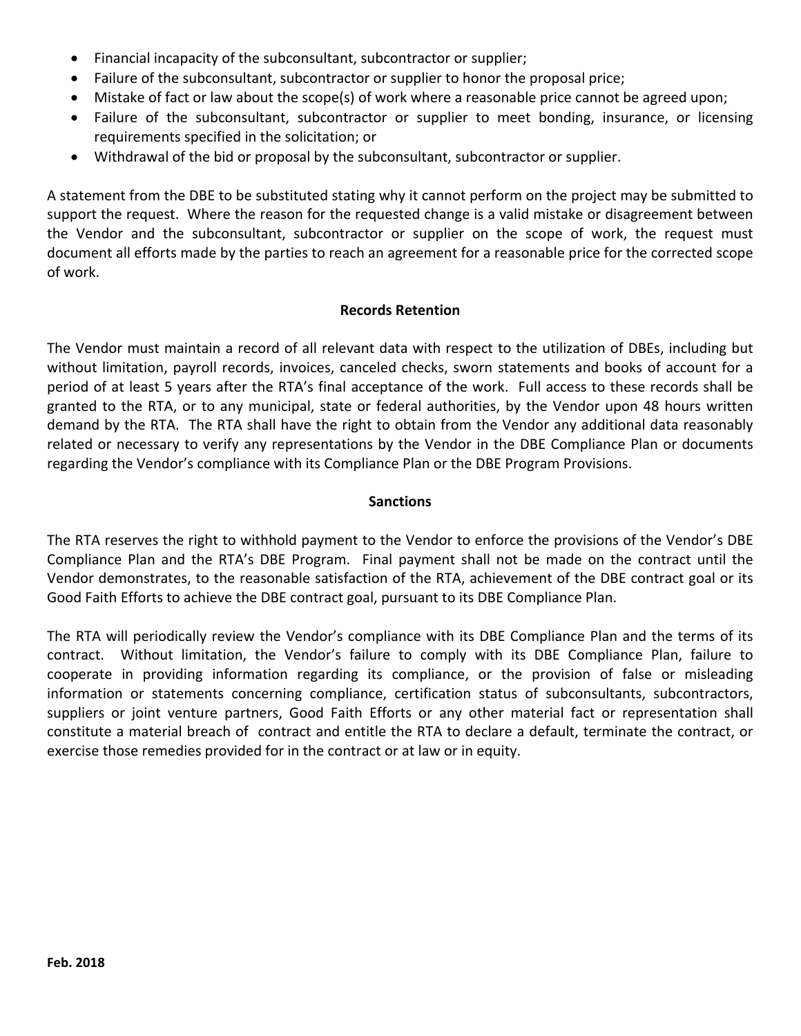- Financial incapacity of the subconsultant, subcontractor or supplier;
- Failure of the subconsultant, subcontractor or supplier to honor the proposal price;
- Mistake of fact or law about the scope(s) of work where a reasonable price cannot be agreed upon;
- Failure of the subconsultant, subcontractor or supplier to meet bonding, insurance, or licensing requirements specified in the solicitation; or
- Withdrawal of the bid or proposal by the subconsultant, subcontractor or supplier.

A statement from the DBE to be substituted stating why it cannot perform on the project may be submitted to support the request. Where the reason for the requested change is a valid mistake or disagreement between the Vendor and the subconsultant, subcontractor or supplier on the scope of work, the request must document all efforts made by the parties to reach an agreement for a reasonable price for the corrected scope of work.

**Records Retention**

The Vendor must maintain a record of all relevant data with respect to the utilization of DBEs, including but without limitation, payroll records, invoices, canceled checks, sworn statements and books of account for a period of at least 5 years after the RTA's final acceptance of the work. Full access to these records shall be granted to the RTA, or to any municipal, state or federal authorities, by the Vendor upon 48 hours written demand by the RTA. The RTA shall have the right to obtain from the Vendor any additional data reasonably related or necessary to verify any representations by the Vendor in the DBE Compliance Plan or documents regarding the Vendor's compliance with its Compliance Plan or the DBE Program Provisions.

**Sanctions**

The RTA reserves the right to withhold payment to the Vendor to enforce the provisions of the Vendor's DBE Compliance Plan and the RTA's DBE Program. Final payment shall not be made on the contract until the Vendor demonstrates, to the reasonable satisfaction of the RTA, achievement of the DBE contract goal or its Good Faith Efforts to achieve the DBE contract goal, pursuant to its DBE Compliance Plan.

The RTA will periodically review the Vendor's compliance with its DBE Compliance Plan and the terms of its contract. Without limitation, the Vendor's failure to comply with its DBE Compliance Plan, failure to cooperate in providing information regarding its compliance, or the provision of false or misleading information or statements concerning compliance, certification status of subconsultants, subcontractors, suppliers or joint venture partners, Good Faith Efforts or any other material fact or representation shall constitute a material breach of contract and entitle the RTA to declare a default, terminate the contract, or exercise those remedies provided for in the contract or at law or in equity.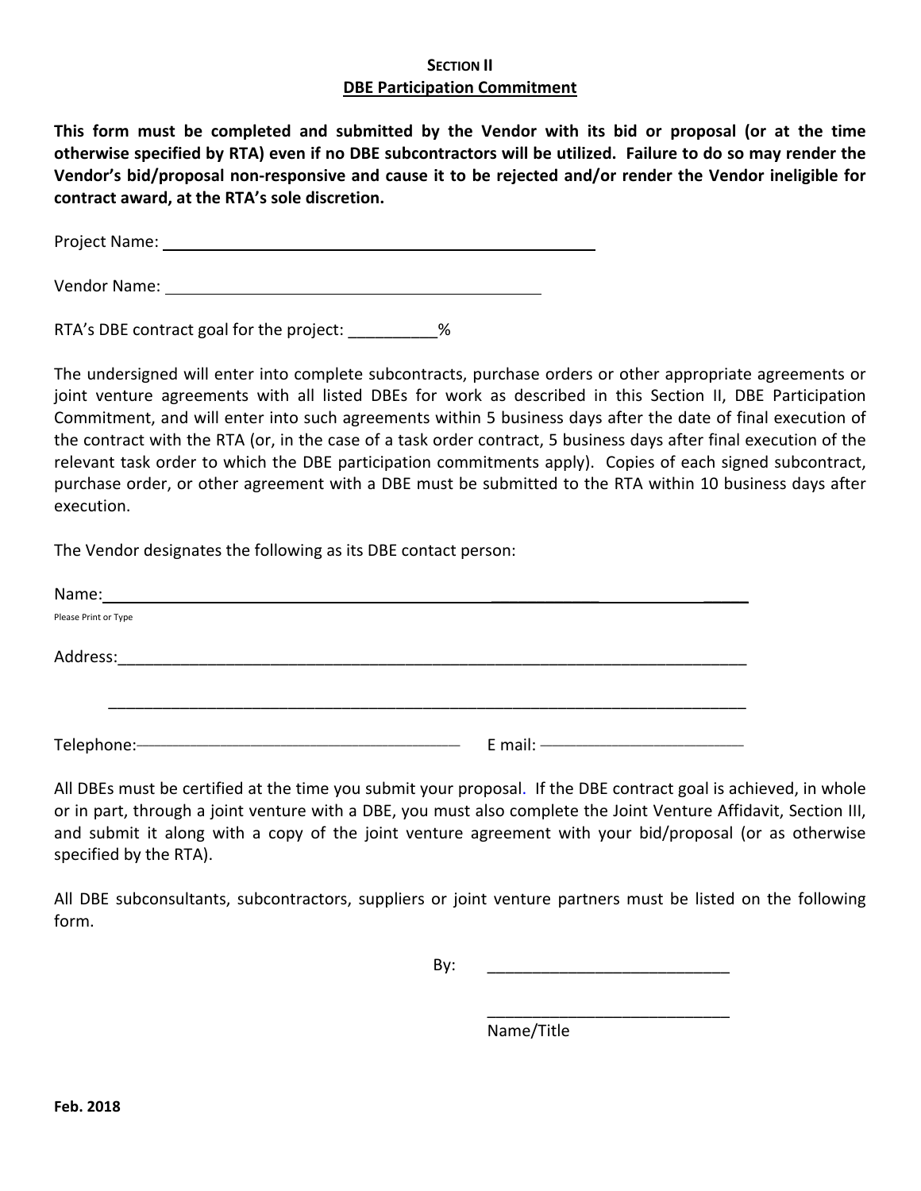## SECTION II
## DBE Participation Commitment

**This form must be completed and submitted by the Vendor with its bid or proposal (or at the time otherwise specified by RTA) even if no DBE subcontractors will be utilized. Failure to do so may render the Vendor's bid/proposal non-responsive and cause it to be rejected and/or render the Vendor ineligible for contract award, at the RTA's sole discretion.**

Project Name: ______________________________________________

Vendor Name: _________________________________________

RTA's DBE contract goal for the project: __________%

The undersigned will enter into complete subcontracts, purchase orders or other appropriate agreements or joint venture agreements with all listed DBEs for work as described in this Section II, DBE Participation Commitment, and will enter into such agreements within 5 business days after the date of final execution of the contract with the RTA (or, in the case of a task order contract, 5 business days after final execution of the relevant task order to which the DBE participation commitments apply). Copies of each signed subcontract, purchase order, or other agreement with a DBE must be submitted to the RTA within 10 business days after execution.

The Vendor designates the following as its DBE contact person:

Name:___________________________________________________________________________
Please Print or Type

Address:_________________________________________________________________________

_______________________________________________________________________________

Telephone:_______________________________________ E mail: __________________________

All DBEs must be certified at the time you submit your proposal. If the DBE contract goal is achieved, in whole or in part, through a joint venture with a DBE, you must also complete the Joint Venture Affidavit, Section III, and submit it along with a copy of the joint venture agreement with your bid/proposal (or as otherwise specified by the RTA).

All DBE subconsultants, subcontractors, suppliers or joint venture partners must be listed on the following form.

By: ___________________________

___________________________
Name/Title

Feb. 2018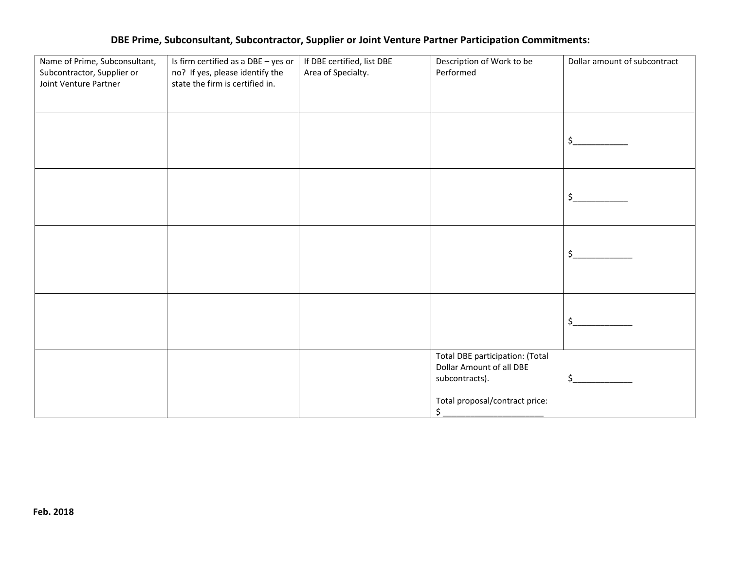**DBE Prime, Subconsultant, Subcontractor, Supplier or Joint Venture Partner Participation Commitments:**

| Name of Prime, Subconsultant, Subcontractor, Supplier or Joint Venture Partner | Is firm certified as a DBE – yes or no? If yes, please identify the state the firm is certified in. | If DBE certified, list DBE Area of Specialty. | Description of Work to be Performed | Dollar amount of subcontract |
|---|---|---|---|---|
| | | | | $____________ |
| | | | | $____________ |
| | | | | $_____________ |
| | | | | $_____________ |
| | | | Total DBE participation: (Total Dollar Amount of all DBE subcontracts). $_____________<br><br>Total proposal/contract price:<br>$ ______________________ | |

**Feb. 2018**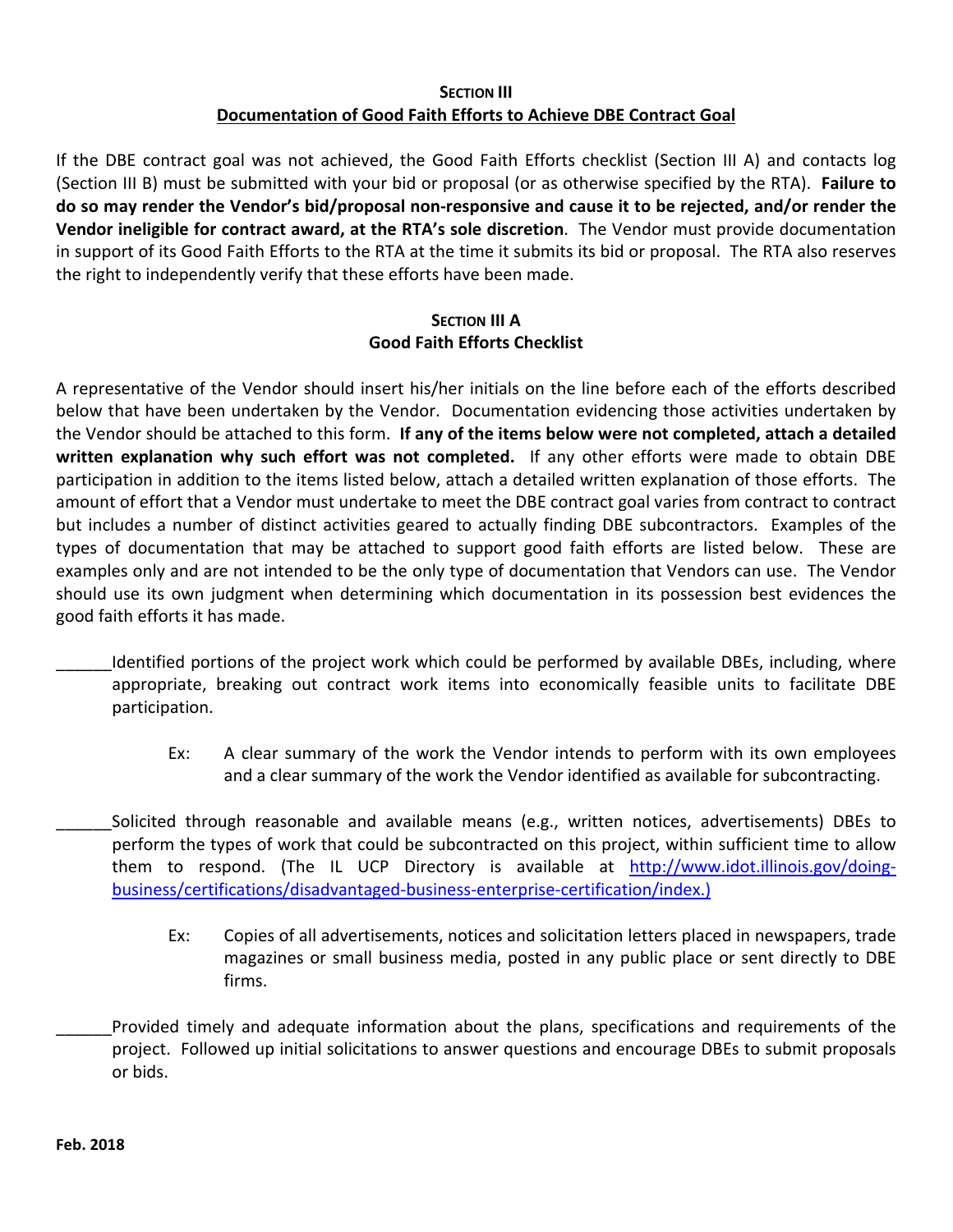## SECTION III
## Documentation of Good Faith Efforts to Achieve DBE Contract Goal

If the DBE contract goal was not achieved, the Good Faith Efforts checklist (Section III A) and contacts log (Section III B) must be submitted with your bid or proposal (or as otherwise specified by the RTA). **Failure to do so may render the Vendor's bid/proposal non-responsive and cause it to be rejected, and/or render the Vendor ineligible for contract award, at the RTA's sole discretion**. The Vendor must provide documentation in support of its Good Faith Efforts to the RTA at the time it submits its bid or proposal. The RTA also reserves the right to independently verify that these efforts have been made.

### SECTION III A
### Good Faith Efforts Checklist

A representative of the Vendor should insert his/her initials on the line before each of the efforts described below that have been undertaken by the Vendor. Documentation evidencing those activities undertaken by the Vendor should be attached to this form. **If any of the items below were not completed, attach a detailed written explanation why such effort was not completed.** If any other efforts were made to obtain DBE participation in addition to the items listed below, attach a detailed written explanation of those efforts. The amount of effort that a Vendor must undertake to meet the DBE contract goal varies from contract to contract but includes a number of distinct activities geared to actually finding DBE subcontractors. Examples of the types of documentation that may be attached to support good faith efforts are listed below. These are examples only and are not intended to be the only type of documentation that Vendors can use. The Vendor should use its own judgment when determining which documentation in its possession best evidences the good faith efforts it has made.

______Identified portions of the project work which could be performed by available DBEs, including, where appropriate, breaking out contract work items into economically feasible units to facilitate DBE participation.

> Ex: A clear summary of the work the Vendor intends to perform with its own employees and a clear summary of the work the Vendor identified as available for subcontracting.

______Solicited through reasonable and available means (e.g., written notices, advertisements) DBEs to perform the types of work that could be subcontracted on this project, within sufficient time to allow them to respond. (The IL UCP Directory is available at http://www.idot.illinois.gov/doing-business/certifications/disadvantaged-business-enterprise-certification/index.)

> Ex: Copies of all advertisements, notices and solicitation letters placed in newspapers, trade magazines or small business media, posted in any public place or sent directly to DBE firms.

______Provided timely and adequate information about the plans, specifications and requirements of the project. Followed up initial solicitations to answer questions and encourage DBEs to submit proposals or bids.

Feb. 2018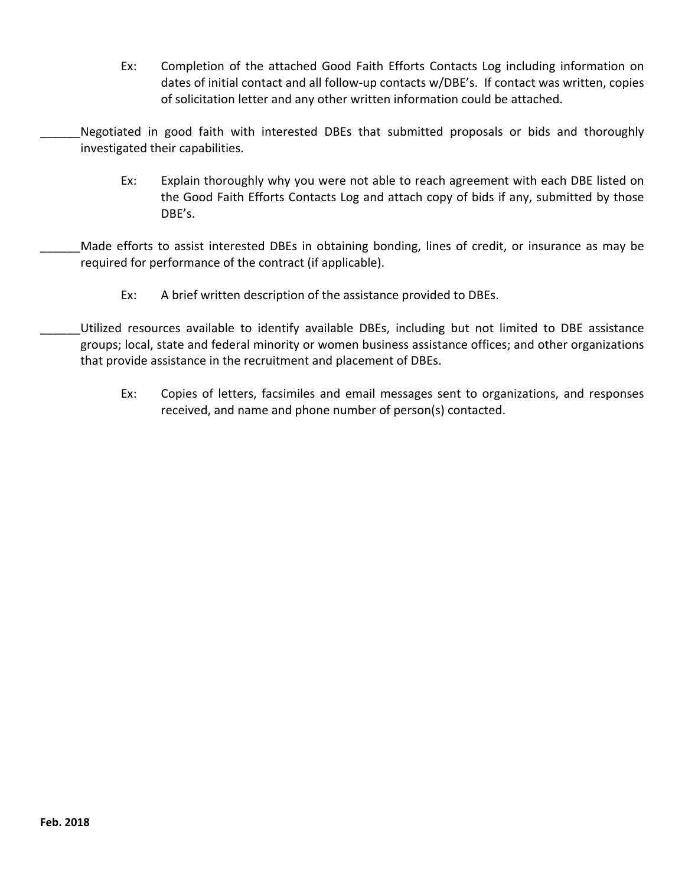Ex: Completion of the attached Good Faith Efforts Contacts Log including information on dates of initial contact and all follow-up contacts w/DBE's. If contact was written, copies of solicitation letter and any other written information could be attached.

______Negotiated in good faith with interested DBEs that submitted proposals or bids and thoroughly investigated their capabilities.

Ex: Explain thoroughly why you were not able to reach agreement with each DBE listed on the Good Faith Efforts Contacts Log and attach copy of bids if any, submitted by those DBE's.

______Made efforts to assist interested DBEs in obtaining bonding, lines of credit, or insurance as may be required for performance of the contract (if applicable).

Ex: A brief written description of the assistance provided to DBEs.

______Utilized resources available to identify available DBEs, including but not limited to DBE assistance groups; local, state and federal minority or women business assistance offices; and other organizations that provide assistance in the recruitment and placement of DBEs.

Ex: Copies of letters, facsimiles and email messages sent to organizations, and responses received, and name and phone number of person(s) contacted.

**Feb. 2018**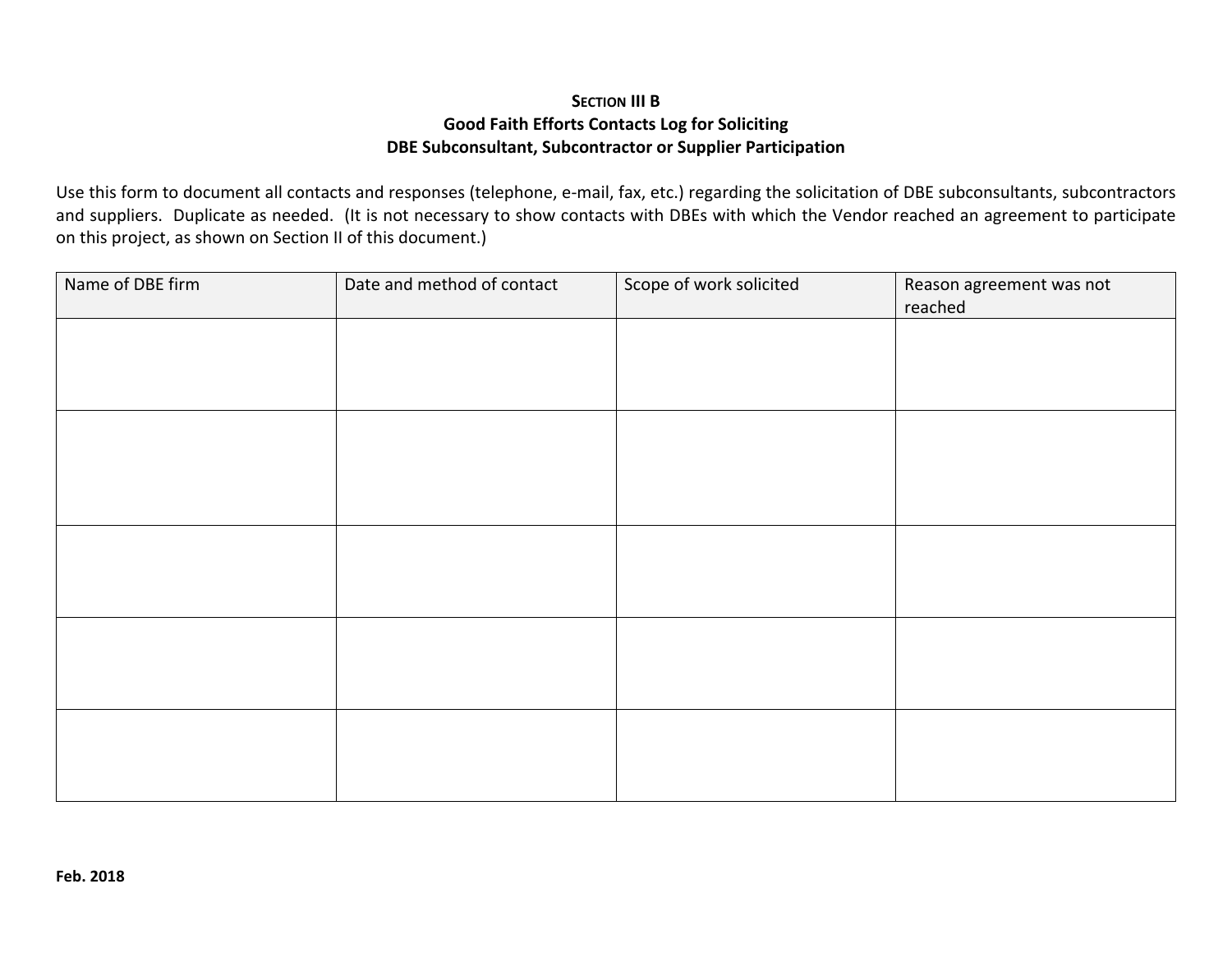### Section III B
### Good Faith Efforts Contacts Log for Soliciting
### DBE Subconsultant, Subcontractor or Supplier Participation

Use this form to document all contacts and responses (telephone, e-mail, fax, etc.) regarding the solicitation of DBE subconsultants, subcontractors and suppliers. Duplicate as needed. (It is not necessary to show contacts with DBEs with which the Vendor reached an agreement to participate on this project, as shown on Section II of this document.)

| Name of DBE firm | Date and method of contact | Scope of work solicited | Reason agreement was not reached |
| --- | --- | --- | --- |
| | | | |
| | | | |
| | | | |
| | | | |
| | | | |

**Feb. 2018**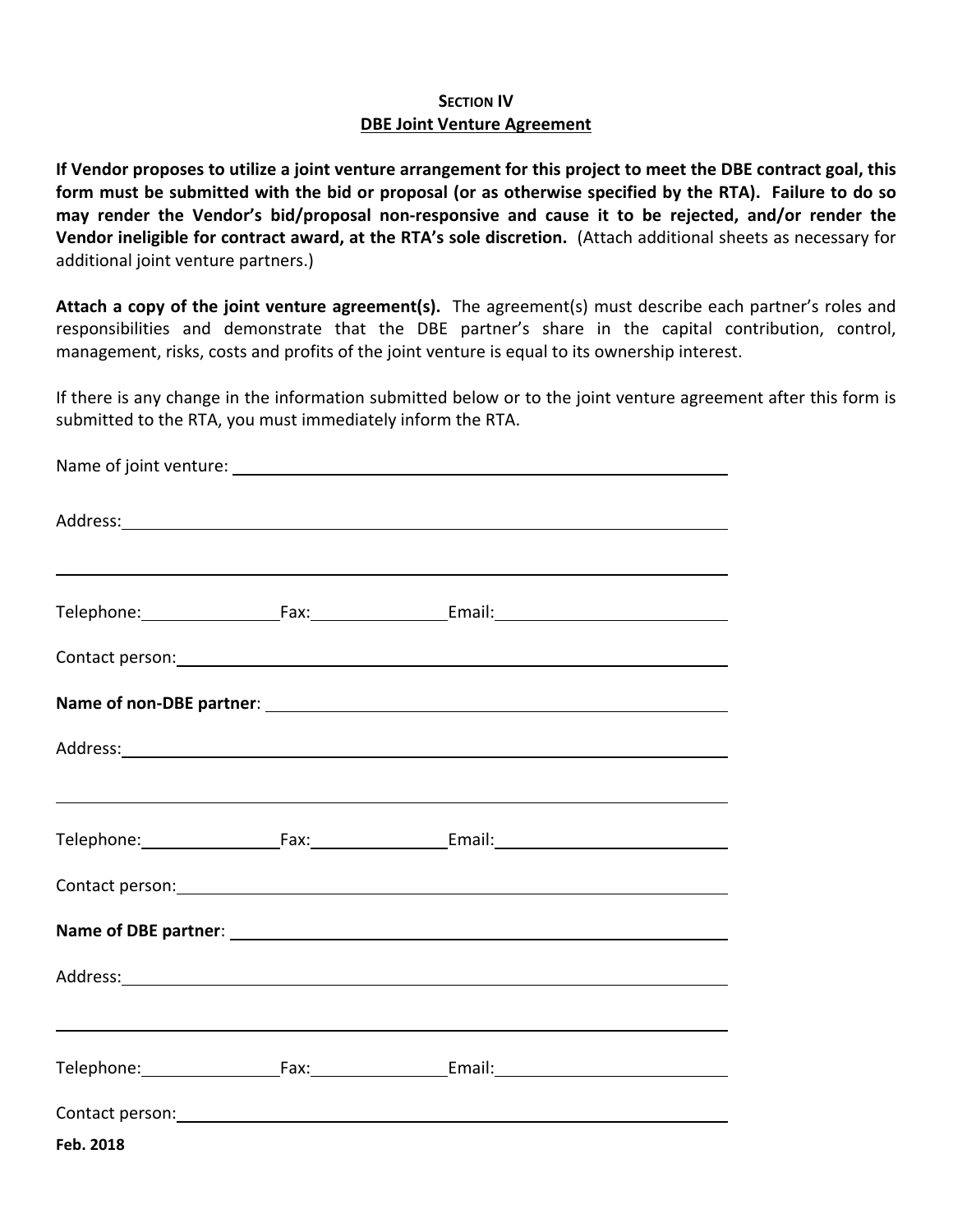## SECTION IV
## DBE Joint Venture Agreement

**If Vendor proposes to utilize a joint venture arrangement for this project to meet the DBE contract goal, this form must be submitted with the bid or proposal (or as otherwise specified by the RTA). Failure to do so may render the Vendor's bid/proposal non-responsive and cause it to be rejected, and/or render the Vendor ineligible for contract award, at the RTA's sole discretion.** (Attach additional sheets as necessary for additional joint venture partners.)

**Attach a copy of the joint venture agreement(s).** The agreement(s) must describe each partner's roles and responsibilities and demonstrate that the DBE partner's share in the capital contribution, control, management, risks, costs and profits of the joint venture is equal to its ownership interest.

If there is any change in the information submitted below or to the joint venture agreement after this form is submitted to the RTA, you must immediately inform the RTA.

Name of joint venture: ______________________________________________

Address: ______________________________________________

______________________________________________

Telephone: ____________ Fax: ____________ Email: ____________________

Contact person: ______________________________________________

**Name of non-DBE partner**: ______________________________________________

Address: ______________________________________________

______________________________________________

Telephone: ____________ Fax: ____________ Email: ____________________

Contact person: ______________________________________________

**Name of DBE partner**: ______________________________________________

Address: ______________________________________________

______________________________________________

Telephone: ____________ Fax: ____________ Email: ____________________

Contact person: ______________________________________________

**Feb. 2018**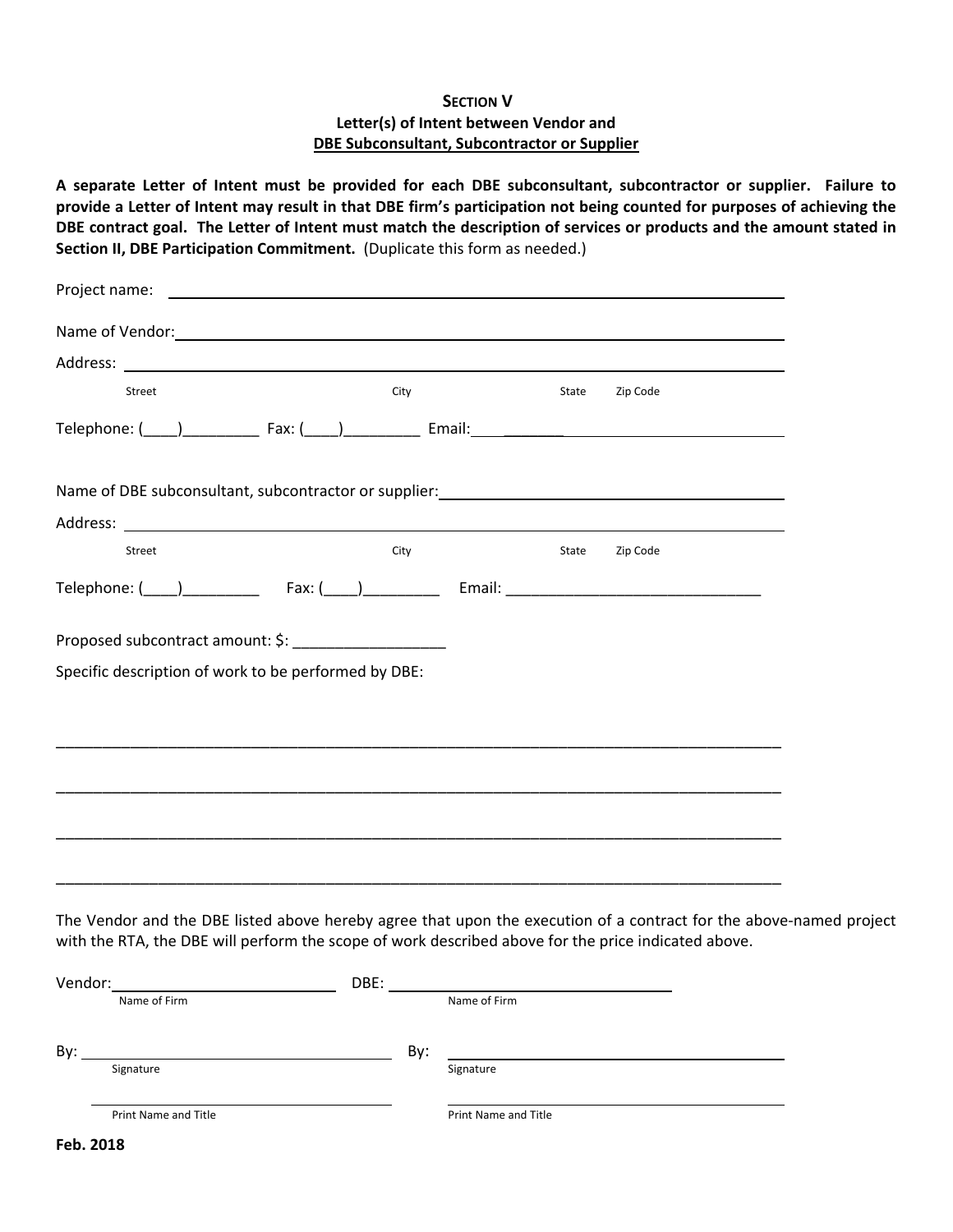**Section V**
**Letter(s) of Intent between Vendor and**
**DBE Subconsultant, Subcontractor or Supplier**

**A separate Letter of Intent must be provided for each DBE subconsultant, subcontractor or supplier. Failure to provide a Letter of Intent may result in that DBE firm's participation not being counted for purposes of achieving the DBE contract goal. The Letter of Intent must match the description of services or products and the amount stated in Section II, DBE Participation Commitment.** (Duplicate this form as needed.)

Project name: ______________________________________________

Name of Vendor: ______________________________________________

Address: ______________________________________________
Street City State Zip Code

Telephone: (____)_________ Fax: (____)_________ Email: ______________________

Name of DBE subconsultant, subcontractor or supplier: ______________________

Address: ______________________________________________
Street City State Zip Code

Telephone: (____)_________ Fax: (____)_________ Email: ______________________________

Proposed subcontract amount: $: __________________

Specific description of work to be performed by DBE:

____________________________________________________________________________________

____________________________________________________________________________________

____________________________________________________________________________________

____________________________________________________________________________________

The Vendor and the DBE listed above hereby agree that upon the execution of a contract for the above-named project with the RTA, the DBE will perform the scope of work described above for the price indicated above.

| | |
|---|---|
| Vendor: ______________________ | DBE: ______________________ |
| Name of Firm | Name of Firm |
| By: ______________________ | By: ______________________ |
| Signature | Signature |
| ______________________ | ______________________ |
| Print Name and Title | Print Name and Title |

**Feb. 2018**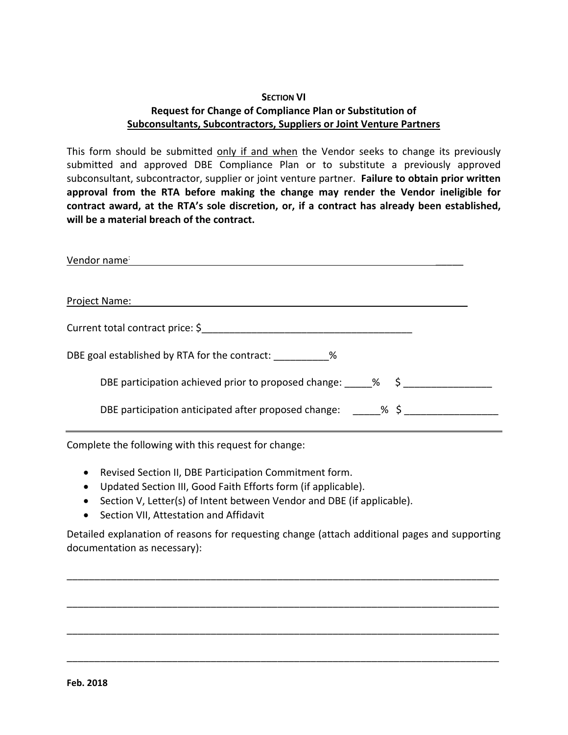## SECTION VI

## Request for Change of Compliance Plan or Substitution of Subconsultants, Subcontractors, Suppliers or Joint Venture Partners

This form should be submitted only if and when the Vendor seeks to change its previously submitted and approved DBE Compliance Plan or to substitute a previously approved subconsultant, subcontractor, supplier or joint venture partner. **Failure to obtain prior written approval from the RTA before making the change may render the Vendor ineligible for contract award, at the RTA's sole discretion, or, if a contract has already been established, will be a material breach of the contract.**

Vendor name: ______________________________________________________________

Project Name: ______________________________________________________________

Current total contract price: $_______________________________________

DBE goal established by RTA for the contract: __________%

DBE participation achieved prior to proposed change: _____% $ ________________

DBE participation anticipated after proposed change: _____% $ _________________

---

Complete the following with this request for change:

- Revised Section II, DBE Participation Commitment form.
- Updated Section III, Good Faith Efforts form (if applicable).
- Section V, Letter(s) of Intent between Vendor and DBE (if applicable).
- Section VII, Attestation and Affidavit

Detailed explanation of reasons for requesting change (attach additional pages and supporting documentation as necessary):

________________________________________________________________________________

________________________________________________________________________________

________________________________________________________________________________

________________________________________________________________________________

Feb. 2018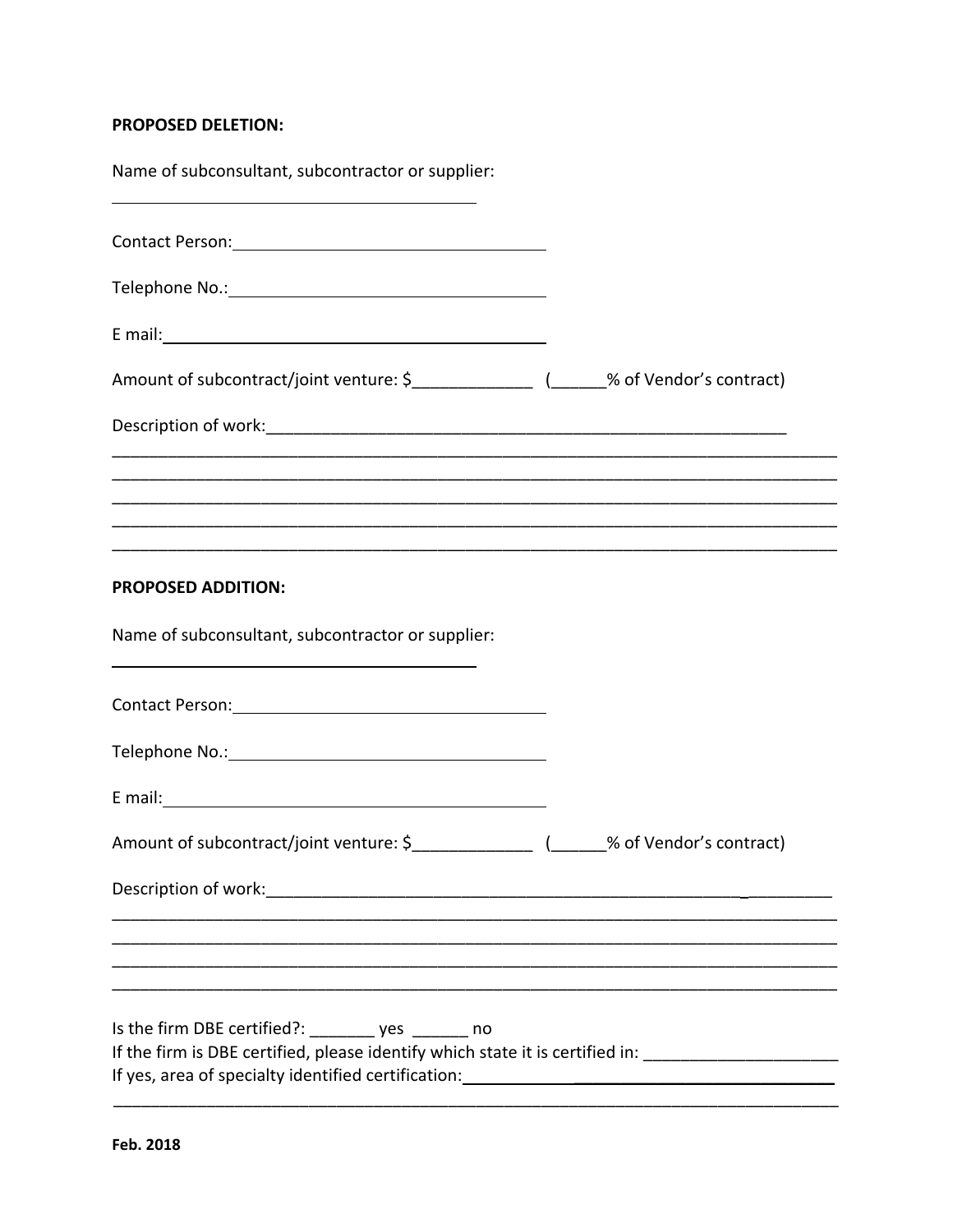**PROPOSED DELETION:**

Name of subconsultant, subcontractor or supplier:

______________________________________________

Contact Person: ______________________________

Telephone No.: ______________________________

E mail: ______________________________

Amount of subcontract/joint venture: $_____________ (______% of Vendor's contract)

Description of work:__________________________________________________________

_____________________________________________________________________________

_____________________________________________________________________________

_____________________________________________________________________________

_____________________________________________________________________________

_____________________________________________________________________________

**PROPOSED ADDITION:**

Name of subconsultant, subcontractor or supplier:

______________________________________________

Contact Person: ______________________________

Telephone No.: ______________________________

E mail: ______________________________

Amount of subcontract/joint venture: $_____________ (______% of Vendor's contract)

Description of work:__________________________________________________________

_____________________________________________________________________________

_____________________________________________________________________________

_____________________________________________________________________________

_____________________________________________________________________________

Is the firm DBE certified?: _______ yes ______ no

If the firm is DBE certified, please identify which state it is certified in: _____________________

If yes, area of specialty identified certification: ______________________________________

_____________________________________________________________________________

**Feb. 2018**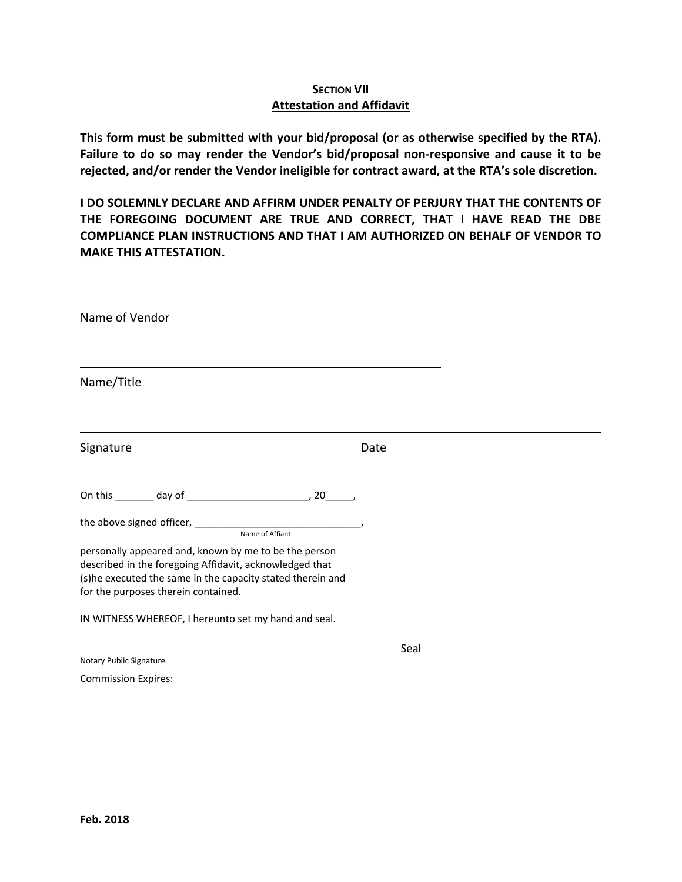**SECTION VII**
**Attestation and Affidavit**

**This form must be submitted with your bid/proposal (or as otherwise specified by the RTA). Failure to do so may render the Vendor's bid/proposal non-responsive and cause it to be rejected, and/or render the Vendor ineligible for contract award, at the RTA's sole discretion.**

**I DO SOLEMNLY DECLARE AND AFFIRM UNDER PENALTY OF PERJURY THAT THE CONTENTS OF THE FOREGOING DOCUMENT ARE TRUE AND CORRECT, THAT I HAVE READ THE DBE COMPLIANCE PLAN INSTRUCTIONS AND THAT I AM AUTHORIZED ON BEHALF OF VENDOR TO MAKE THIS ATTESTATION.**

______________________________________________

Name of Vendor

______________________________________________

Name/Title

______________________________________________

Signature                                        Date

On this _______ day of ______________________, 20_____,

the above signed officer, _______________________________,
Name of Affiant

personally appeared and, known by me to be the person described in the foregoing Affidavit, acknowledged that (s)he executed the same in the capacity stated therein and for the purposes therein contained.

IN WITNESS WHEREOF, I hereunto set my hand and seal.

______________________________________________                Seal
Notary Public Signature

Commission Expires: ______________________________

**Feb. 2018**